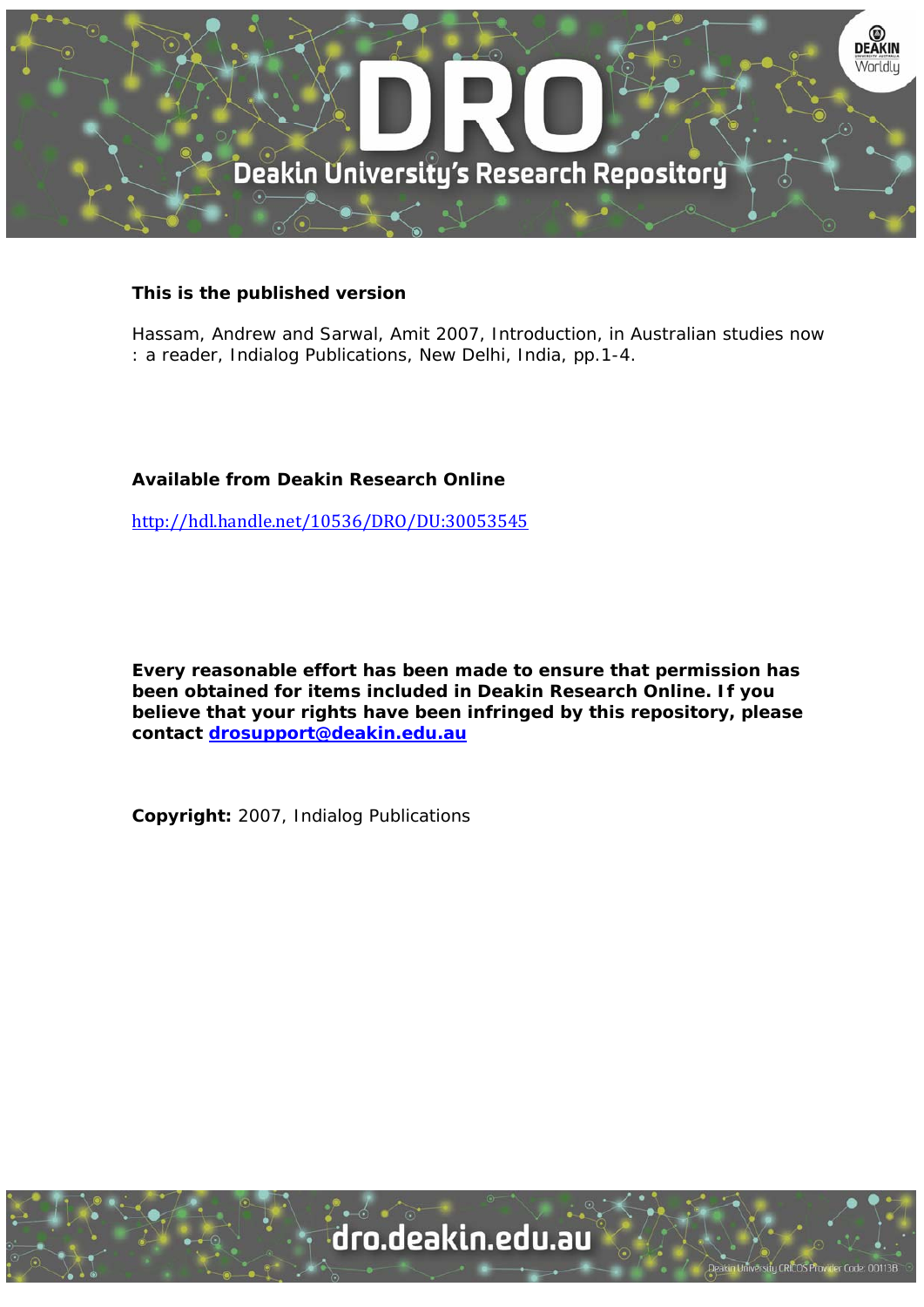**This is the published version**

Hassam, Andrew and Sarwal, Amit 2007, Introduction, in Australian studies now : a reader, Indialog Publications, New Delhi, India, pp.1-4.

**Available from Deakin Research Online**

http://hdl.handle.net/10536/DRO/DU:30053545

**Every reasonable effort has been made to ensure that permission has been obtained for items included in Deakin Research Online. If you believe that your rights have been infringed by this repository, please contact drosupport@deakin.edu.au**

**Copyright:** 2007, Indialog Publications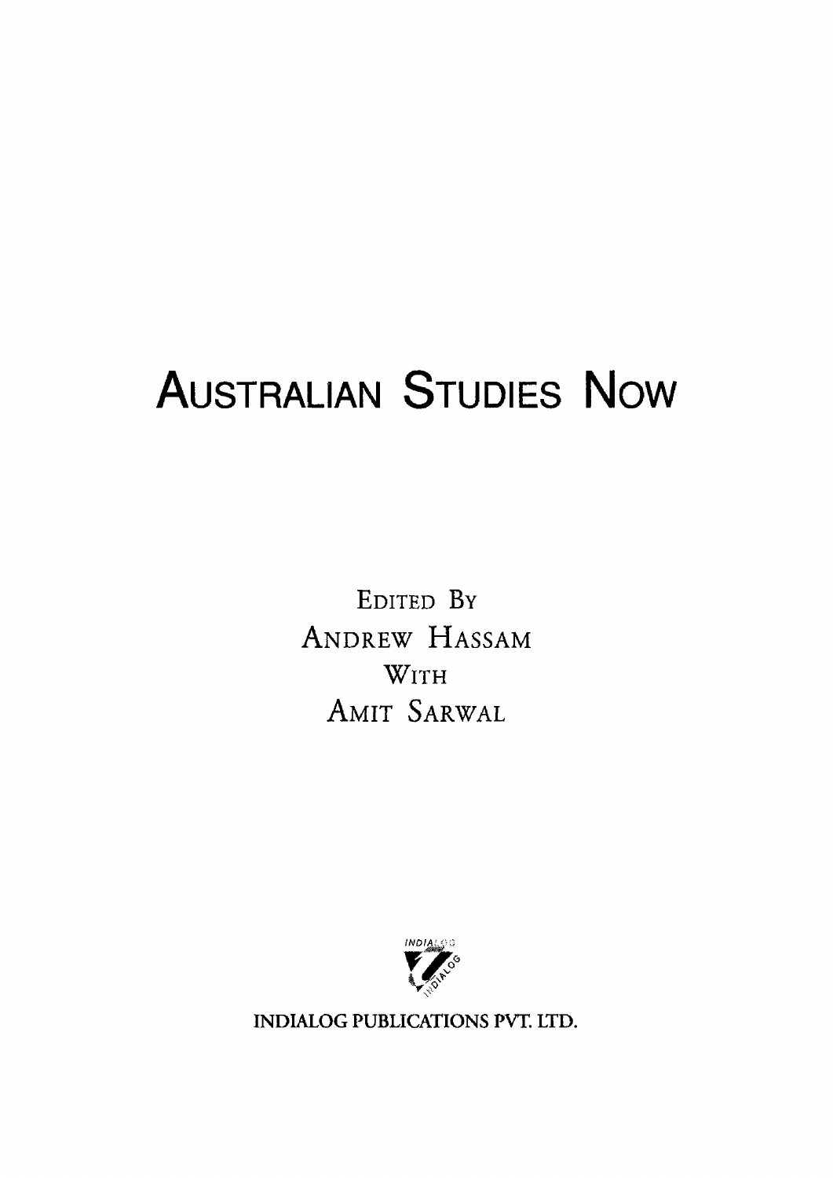# Australian Studies Now

Edited By

Andrew Hassam

With

Amit Sarwal

INDIALOG PUBLICATIONS PVT. LTD.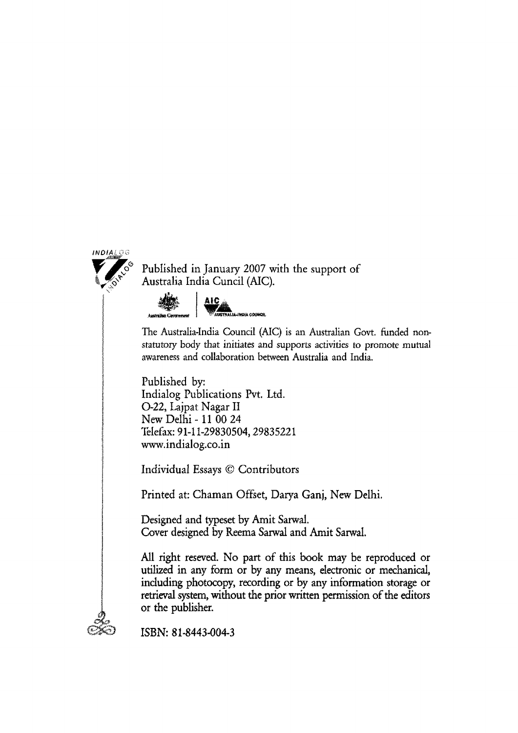Published in January 2007 with the support of
Australia India Cuncil (AIC).

The Australia-India Council (AIC) is an Australian Govt. funded non-statutory body that initiates and supports activities to promote mutual awareness and collaboration between Australia and India.

Published by:
Indialog Publications Pvt. Ltd.
O-22, Lajpat Nagar II
New Delhi - 11 00 24
Telefax: 91-11-29830504, 29835221
www.indialog.co.in

Individual Essays © Contributors

Printed at: Chaman Offset, Darya Ganj, New Delhi.

Designed and typeset by Amit Sarwal.
Cover designed by Reema Sarwal and Amit Sarwal.

All right reseved. No part of this book may be reproduced or utilized in any form or by any means, electronic or mechanical, including photocopy, recording or by any information storage or retrieval system, without the prior written permission of the editors or the publisher.

ISBN: 81-8443-004-3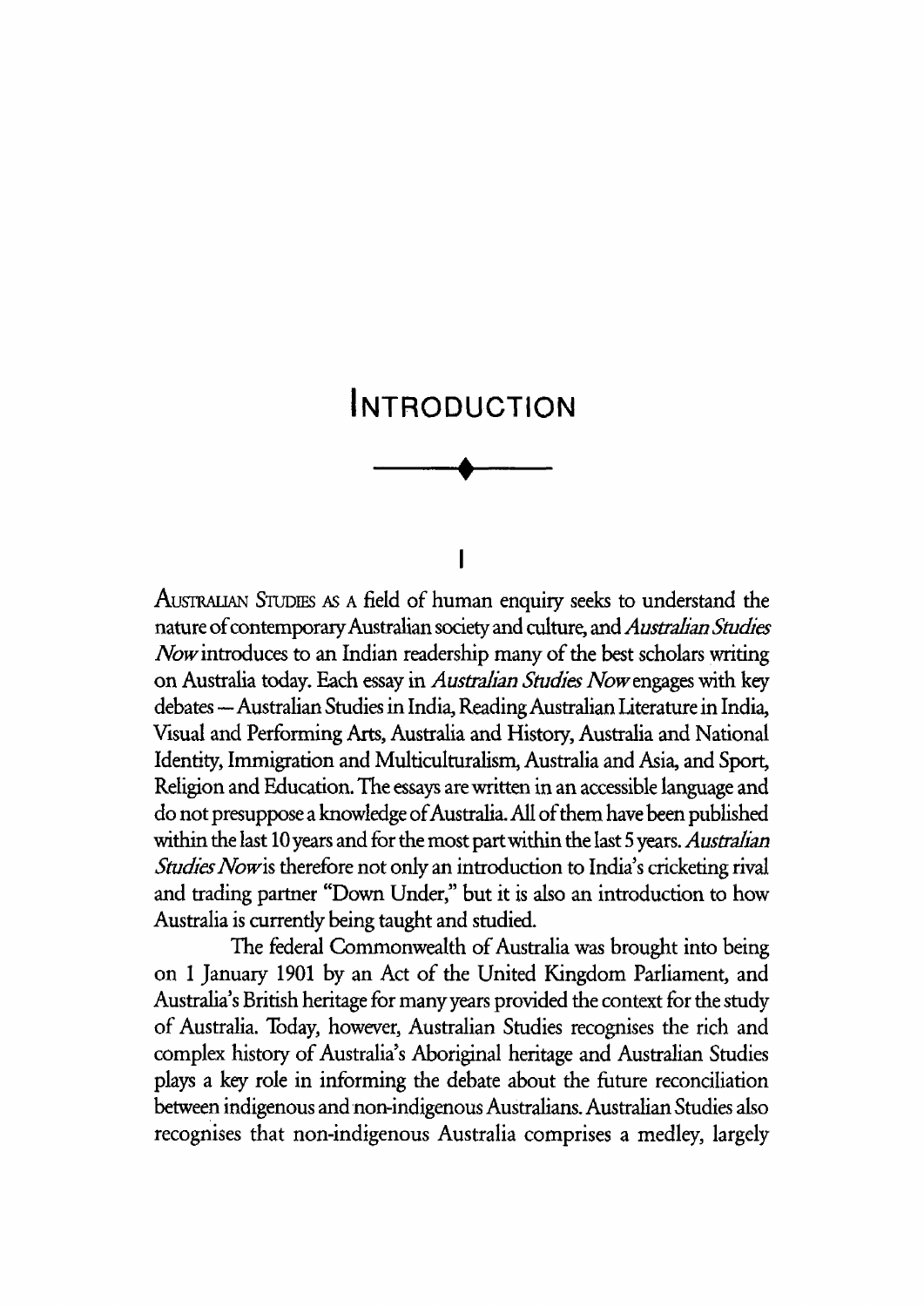# INTRODUCTION

## I

AUSTRALIAN STUDIES AS A field of human enquiry seeks to understand the nature of contemporary Australian society and culture, and *Australian Studies Now* introduces to an Indian readership many of the best scholars writing on Australia today. Each essay in *Australian Studies Now* engages with key debates — Australian Studies in India, Reading Australian Literature in India, Visual and Performing Arts, Australia and History, Australia and National Identity, Immigration and Multiculturalism, Australia and Asia, and Sport, Religion and Education. The essays are written in an accessible language and do not presuppose a knowledge of Australia. All of them have been published within the last 10 years and for the most part within the last 5 years. *Australian Studies Now* is therefore not only an introduction to India's cricketing rival and trading partner "Down Under," but it is also an introduction to how Australia is currently being taught and studied.

The federal Commonwealth of Australia was brought into being on 1 January 1901 by an Act of the United Kingdom Parliament, and Australia's British heritage for many years provided the context for the study of Australia. Today, however, Australian Studies recognises the rich and complex history of Australia's Aboriginal heritage and Australian Studies plays a key role in informing the debate about the future reconciliation between indigenous and non-indigenous Australians. Australian Studies also recognises that non-indigenous Australia comprises a medley, largely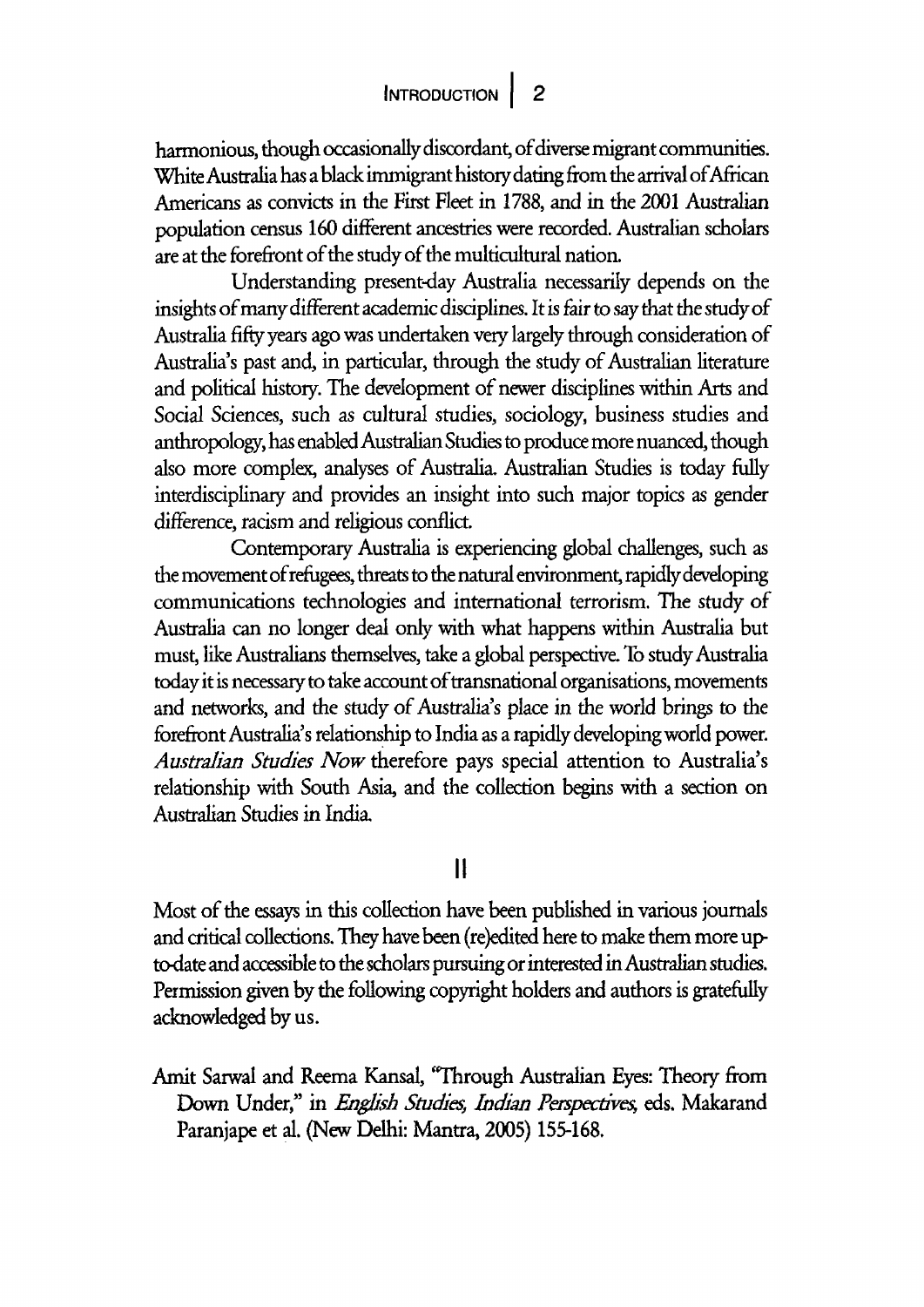harmonious, though occasionally discordant, of diverse migrant communities. White Australia has a black immigrant history dating from the arrival of African Americans as convicts in the First Fleet in 1788, and in the 2001 Australian population census 160 different ancestries were recorded. Australian scholars are at the forefront of the study of the multicultural nation.

Understanding present-day Australia necessarily depends on the insights of many different academic disciplines. It is fair to say that the study of Australia fifty years ago was undertaken very largely through consideration of Australia's past and, in particular, through the study of Australian literature and political history. The development of newer disciplines within Arts and Social Sciences, such as cultural studies, sociology, business studies and anthropology, has enabled Australian Studies to produce more nuanced, though also more complex, analyses of Australia. Australian Studies is today fully interdisciplinary and provides an insight into such major topics as gender difference, racism and religious conflict.

Contemporary Australia is experiencing global challenges, such as the movement of refugees, threats to the natural environment, rapidly developing communications technologies and international terrorism. The study of Australia can no longer deal only with what happens within Australia but must, like Australians themselves, take a global perspective. To study Australia today it is necessary to take account of transnational organisations, movements and networks, and the study of Australia's place in the world brings to the forefront Australia's relationship to India as a rapidly developing world power. *Australian Studies Now* therefore pays special attention to Australia's relationship with South Asia, and the collection begins with a section on Australian Studies in India.

## II

Most of the essays in this collection have been published in various journals and critical collections. They have been (re)edited here to make them more up-to-date and accessible to the scholars pursuing or interested in Australian studies. Permission given by the following copyright holders and authors is gratefully acknowledged by us.

Amit Sarwal and Reema Kansal, "Through Australian Eyes: Theory from Down Under," in *English Studies, Indian Perspectives*, eds. Makarand Paranjape et al. (New Delhi: Mantra, 2005) 155-168.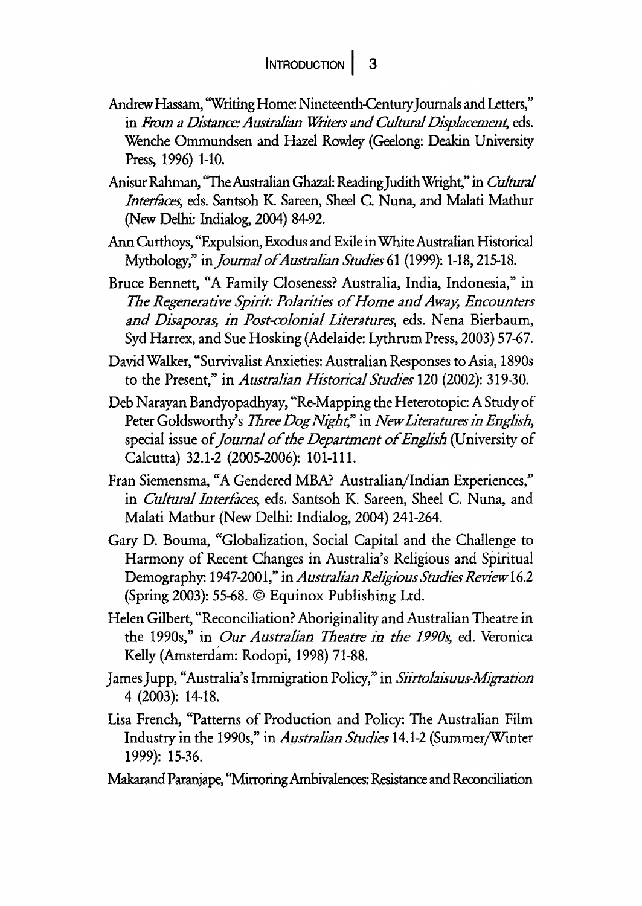Andrew Hassam, "Writing Home: Nineteenth-Century Journals and Letters," in *From a Distance: Australian Writers and Cultural Displacement*, eds. Wenche Ommundsen and Hazel Rowley (Geelong: Deakin University Press, 1996) 1-10.

Anisur Rahman, "The Australian Ghazal: Reading Judith Wright," in *Cultural Interfaces*, eds. Santsoh K. Sareen, Sheel C. Nuna, and Malati Mathur (New Delhi: Indialog, 2004) 84-92.

Ann Curthoys, "Expulsion, Exodus and Exile in White Australian Historical Mythology," in *Journal of Australian Studies* 61 (1999): 1-18, 215-18.

Bruce Bennett, "A Family Closeness? Australia, India, Indonesia," in *The Regenerative Spirit: Polarities of Home and Away, Encounters and Disaporas, in Post-colonial Literatures*, eds. Nena Bierbaum, Syd Harrex, and Sue Hosking (Adelaide: Lythrum Press, 2003) 57-67.

David Walker, "Survivalist Anxieties: Australian Responses to Asia, 1890s to the Present," in *Australian Historical Studies* 120 (2002): 319-30.

Deb Narayan Bandyopadhyay, "Re-Mapping the Heterotopic: A Study of Peter Goldsworthy's *Three Dog Night*," in *New Literatures in English*, special issue of *Journal of the Department of English* (University of Calcutta) 32.1-2 (2005-2006): 101-111.

Fran Siemensma, "A Gendered MBA? Australian/Indian Experiences," in *Cultural Interfaces*, eds. Santsoh K. Sareen, Sheel C. Nuna, and Malati Mathur (New Delhi: Indialog, 2004) 241-264.

Gary D. Bouma, "Globalization, Social Capital and the Challenge to Harmony of Recent Changes in Australia's Religious and Spiritual Demography: 1947-2001," in *Australian Religious Studies Review* 16.2 (Spring 2003): 55-68. © Equinox Publishing Ltd.

Helen Gilbert, "Reconciliation? Aboriginality and Australian Theatre in the 1990s," in *Our Australian Theatre in the 1990s*, ed. Veronica Kelly (Amsterdam: Rodopi, 1998) 71-88.

James Jupp, "Australia's Immigration Policy," in *Siirtolaisuus-Migration* 4 (2003): 14-18.

Lisa French, "Patterns of Production and Policy: The Australian Film Industry in the 1990s," in *Australian Studies* 14.1-2 (Summer/Winter 1999): 15-36.

Makarand Paranjape, "Mirroring Ambivalences: Resistance and Reconciliation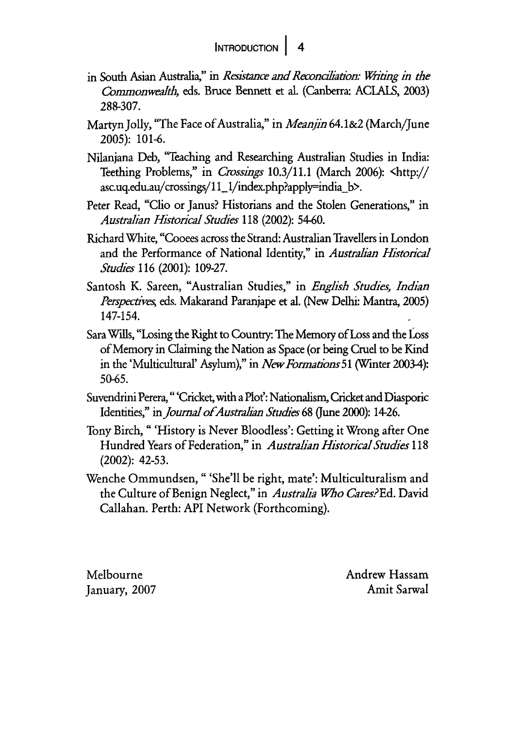in South Asian Australia," in *Resistance and Reconciliation: Writing in the Commonwealth*, eds. Bruce Bennett et al. (Canberra: ACLALS, 2003) 288-307.

Martyn Jolly, "The Face of Australia," in *Meanjin* 64.1&2 (March/June 2005): 101-6.

Nilanjana Deb, "Teaching and Researching Australian Studies in India: Teething Problems," in *Crossings* 10.3/11.1 (March 2006): <http://asc.uq.edu.au/crossings/11_1/index.php?apply=india_b>.

Peter Read, "Clio or Janus? Historians and the Stolen Generations," in *Australian Historical Studies* 118 (2002): 54-60.

Richard White, "Cooees across the Strand: Australian Travellers in London and the Performance of National Identity," in *Australian Historical Studies* 116 (2001): 109-27.

Santosh K. Sareen, "Australian Studies," in *English Studies, Indian Perspectives*, eds. Makarand Paranjape et al. (New Delhi: Mantra, 2005) 147-154.

Sara Wills, "Losing the Right to Country: The Memory of Loss and the Loss of Memory in Claiming the Nation as Space (or being Cruel to be Kind in the 'Multicultural' Asylum)," in *New Formations* 51 (Winter 2003-4): 50-65.

Suvendrini Perera, " 'Cricket, with a Plot': Nationalism, Cricket and Diasporic Identities," in *Journal of Australian Studies* 68 (June 2000): 14-26.

Tony Birch, " 'History is Never Bloodless': Getting it Wrong after One Hundred Years of Federation," in *Australian Historical Studies* 118 (2002): 42-53.

Wenche Ommundsen, " 'She'll be right, mate': Multiculturalism and the Culture of Benign Neglect," in *Australia Who Cares?* Ed. David Callahan. Perth: API Network (Forthcoming).

Melbourne
January, 2007

Andrew Hassam
Amit Sarwal